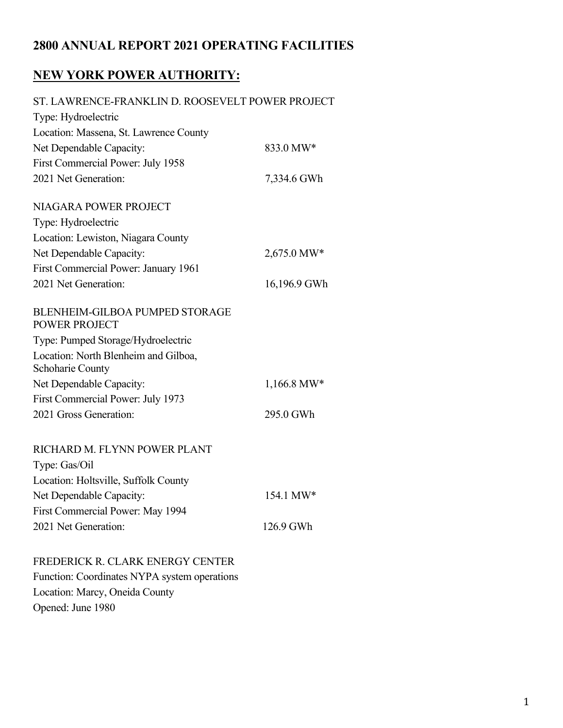# 2800 ANNUAL REPORT 2021 OPERATING FACILITIES

## NEW YORK POWER AUTHORITY:

ST. LAWRENCE-FRANKLIN D. ROOSEVELT POWER PROJECT
Type: Hydroelectric
Location: Massena, St. Lawrence County
Net Dependable Capacity: 833.0 MW*
First Commercial Power: July 1958
2021 Net Generation: 7,334.6 GWh

NIAGARA POWER PROJECT
Type: Hydroelectric
Location: Lewiston, Niagara County
Net Dependable Capacity: 2,675.0 MW*
First Commercial Power: January 1961
2021 Net Generation: 16,196.9 GWh

BLENHEIM-GILBOA PUMPED STORAGE POWER PROJECT
Type: Pumped Storage/Hydroelectric
Location: North Blenheim and Gilboa, Schoharie County
Net Dependable Capacity: 1,166.8 MW*
First Commercial Power: July 1973
2021 Gross Generation: 295.0 GWh

RICHARD M. FLYNN POWER PLANT
Type: Gas/Oil
Location: Holtsville, Suffolk County
Net Dependable Capacity: 154.1 MW*
First Commercial Power: May 1994
2021 Net Generation: 126.9 GWh

FREDERICK R. CLARK ENERGY CENTER
Function: Coordinates NYPA system operations
Location: Marcy, Oneida County
Opened: June 1980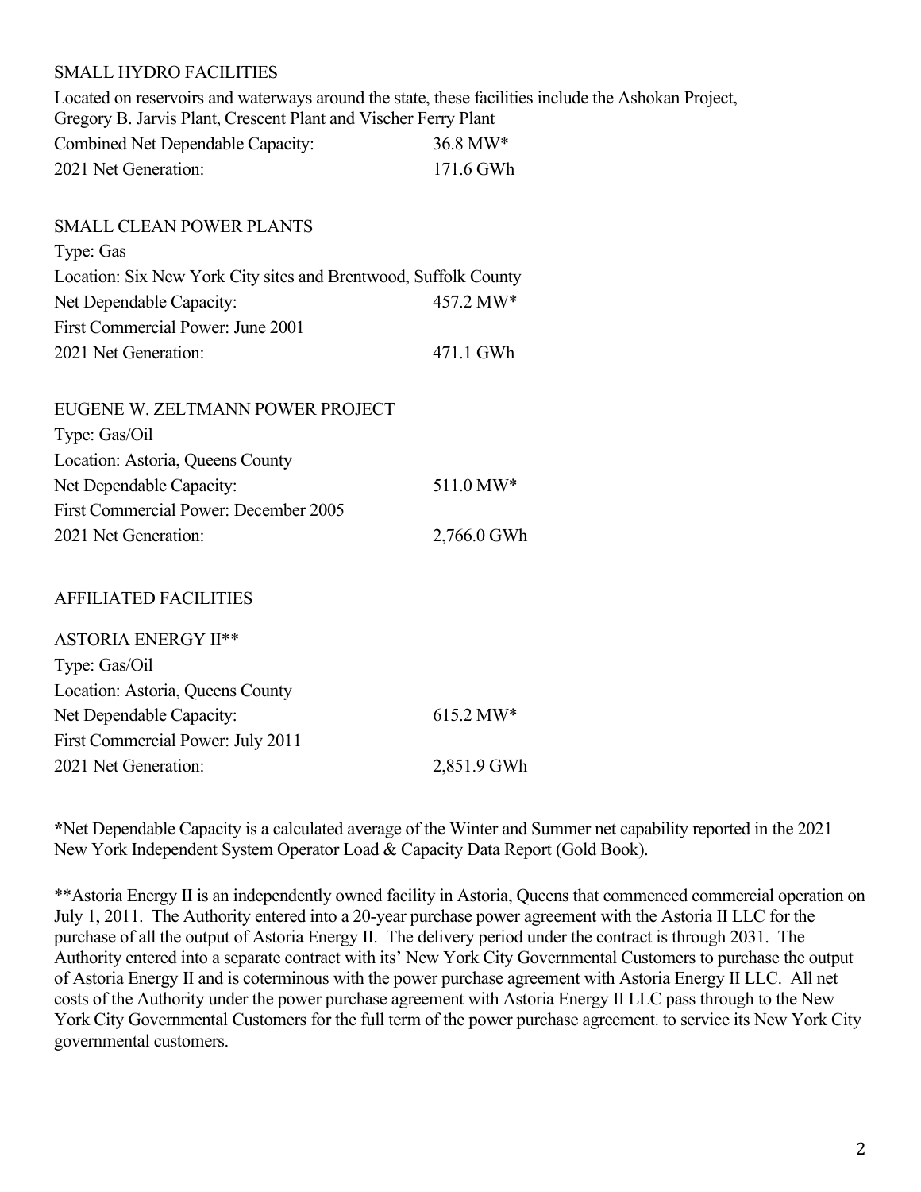## SMALL HYDRO FACILITIES

Located on reservoirs and waterways around the state, these facilities include the Ashokan Project, Gregory B. Jarvis Plant, Crescent Plant and Vischer Ferry Plant

| | |
|---|---|
| Combined Net Dependable Capacity: | 36.8 MW* |
| 2021 Net Generation: | 171.6 GWh |

## SMALL CLEAN POWER PLANTS

Type: Gas

Location: Six New York City sites and Brentwood, Suffolk County

| | |
|---|---|
| Net Dependable Capacity: | 457.2 MW* |
| First Commercial Power: June 2001 | |
| 2021 Net Generation: | 471.1 GWh |

## EUGENE W. ZELTMANN POWER PROJECT

Type: Gas/Oil

Location: Astoria, Queens County

| | |
|---|---|
| Net Dependable Capacity: | 511.0 MW* |
| First Commercial Power: December 2005 | |
| 2021 Net Generation: | 2,766.0 GWh |

## AFFILIATED FACILITIES

### ASTORIA ENERGY II**

Type: Gas/Oil

Location: Astoria, Queens County

| | |
|---|---|
| Net Dependable Capacity: | 615.2 MW* |
| First Commercial Power: July 2011 | |
| 2021 Net Generation: | 2,851.9 GWh |

*Net Dependable Capacity is a calculated average of the Winter and Summer net capability reported in the 2021 New York Independent System Operator Load & Capacity Data Report (Gold Book).

**Astoria Energy II is an independently owned facility in Astoria, Queens that commenced commercial operation on July 1, 2011. The Authority entered into a 20-year purchase power agreement with the Astoria II LLC for the purchase of all the output of Astoria Energy II. The delivery period under the contract is through 2031. The Authority entered into a separate contract with its' New York City Governmental Customers to purchase the output of Astoria Energy II and is coterminous with the power purchase agreement with Astoria Energy II LLC. All net costs of the Authority under the power purchase agreement with Astoria Energy II LLC pass through to the New York City Governmental Customers for the full term of the power purchase agreement. to service its New York City governmental customers.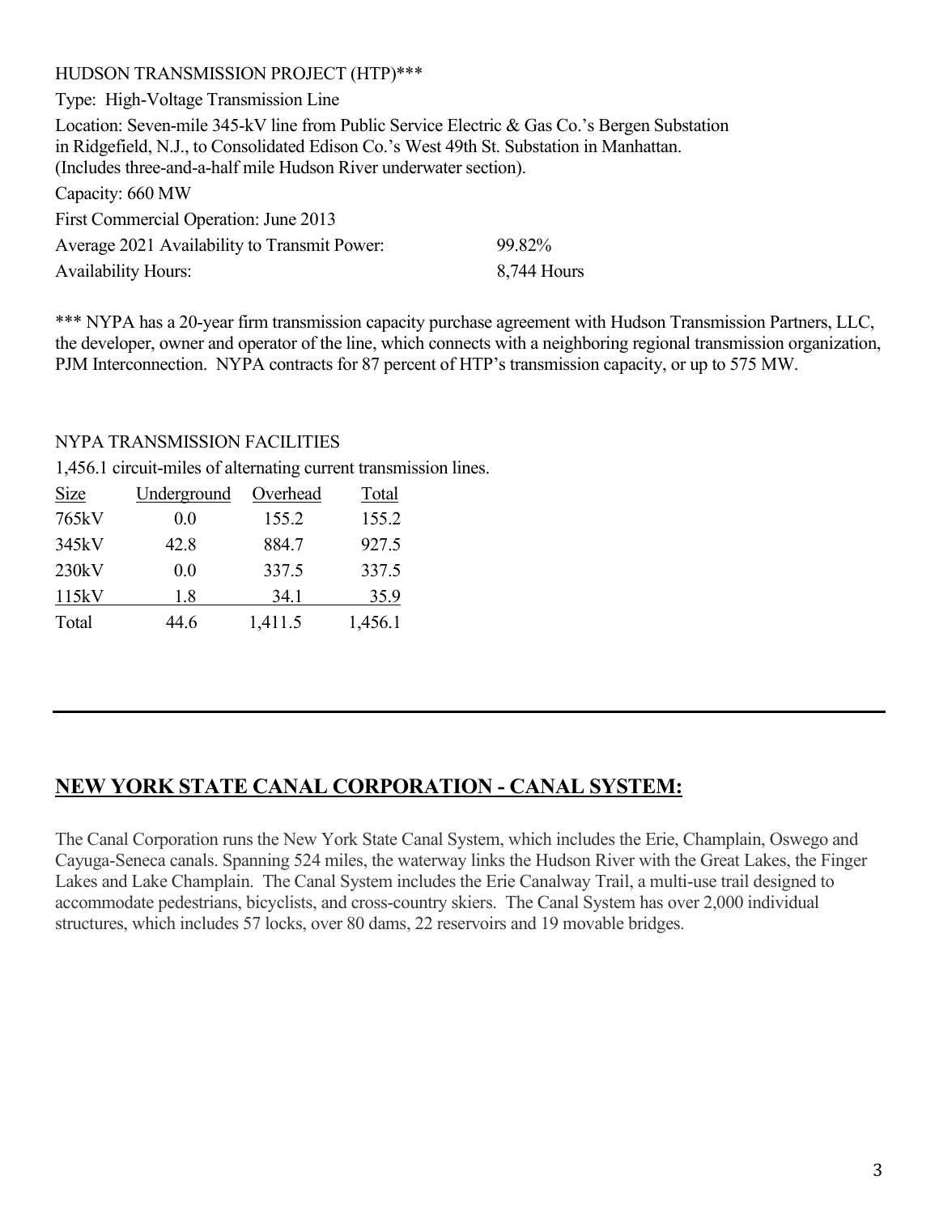HUDSON TRANSMISSION PROJECT (HTP)***

Type: High-Voltage Transmission Line

Location: Seven-mile 345-kV line from Public Service Electric & Gas Co.'s Bergen Substation in Ridgefield, N.J., to Consolidated Edison Co.'s West 49th St. Substation in Manhattan. (Includes three-and-a-half mile Hudson River underwater section).

Capacity: 660 MW

First Commercial Operation: June 2013

| | |
|---|---|
| Average 2021 Availability to Transmit Power: | 99.82% |
| Availability Hours: | 8,744 Hours |

*** NYPA has a 20-year firm transmission capacity purchase agreement with Hudson Transmission Partners, LLC, the developer, owner and operator of the line, which connects with a neighboring regional transmission organization, PJM Interconnection. NYPA contracts for 87 percent of HTP's transmission capacity, or up to 575 MW.

NYPA TRANSMISSION FACILITIES

1,456.1 circuit-miles of alternating current transmission lines.

| Size | Underground | Overhead | Total |
|---|---|---|---|
| 765kV | 0.0 | 155.2 | 155.2 |
| 345kV | 42.8 | 884.7 | 927.5 |
| 230kV | 0.0 | 337.5 | 337.5 |
| 115kV | 1.8 | 34.1 | 35.9 |
| Total | 44.6 | 1,411.5 | 1,456.1 |

---

## NEW YORK STATE CANAL CORPORATION - CANAL SYSTEM:

The Canal Corporation runs the New York State Canal System, which includes the Erie, Champlain, Oswego and Cayuga-Seneca canals. Spanning 524 miles, the waterway links the Hudson River with the Great Lakes, the Finger Lakes and Lake Champlain. The Canal System includes the Erie Canalway Trail, a multi-use trail designed to accommodate pedestrians, bicyclists, and cross-country skiers. The Canal System has over 2,000 individual structures, which includes 57 locks, over 80 dams, 22 reservoirs and 19 movable bridges.